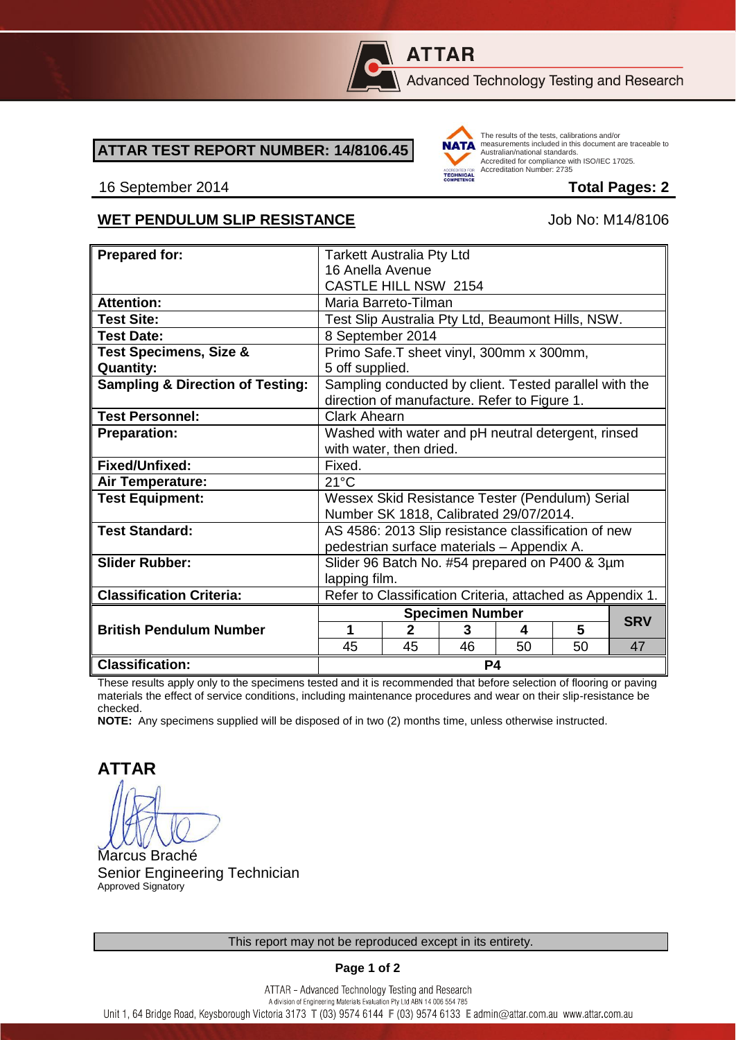**ATTAR**
Advanced Technology Testing and Research

## ATTAR TEST REPORT NUMBER: 14/8106.45

The results of the tests, calibrations and/or measurements included in this document are traceable to Australian/national standards.
Accredited for compliance with ISO/IEC 17025.
Accreditation Number: 2735

16 September 2014 **Total Pages: 2**

### WET PENDULUM SLIP RESISTANCE

Job No: M14/8106

| **Prepared for:** | Tarkett Australia Pty Ltd<br>16 Anella Avenue<br>CASTLE HILL NSW 2154 | | | | | |
|---|---|---|---|---|---|---|
| **Attention:** | Maria Barreto-Tilman | | | | | |
| **Test Site:** | Test Slip Australia Pty Ltd, Beaumont Hills, NSW. | | | | | |
| **Test Date:** | 8 September 2014 | | | | | |
| **Test Specimens, Size & Quantity:** | Primo Safe.T sheet vinyl, 300mm x 300mm, 5 off supplied. | | | | | |
| **Sampling & Direction of Testing:** | Sampling conducted by client. Tested parallel with the direction of manufacture. Refer to Figure 1. | | | | | |
| **Test Personnel:** | Clark Ahearn | | | | | |
| **Preparation:** | Washed with water and pH neutral detergent, rinsed with water, then dried. | | | | | |
| **Fixed/Unfixed:** | Fixed. | | | | | |
| **Air Temperature:** | 21°C | | | | | |
| **Test Equipment:** | Wessex Skid Resistance Tester (Pendulum) Serial Number SK 1818, Calibrated 29/07/2014. | | | | | |
| **Test Standard:** | AS 4586: 2013 Slip resistance classification of new pedestrian surface materials – Appendix A. | | | | | |
| **Slider Rubber:** | Slider 96 Batch No. #54 prepared on P400 & 3µm lapping film. | | | | | |
| **Classification Criteria:** | Refer to Classification Criteria, attached as Appendix 1. | | | | | |
| **British Pendulum Number** | **Specimen Number** | | | | | **SRV** |
| | **1** | **2** | **3** | **4** | **5** | |
| | 45 | 45 | 46 | 50 | 50 | 47 |
| **Classification:** | **P4** | | | | | |

These results apply only to the specimens tested and it is recommended that before selection of flooring or paving materials the effect of service conditions, including maintenance procedures and wear on their slip-resistance be checked.

**NOTE:** Any specimens supplied will be disposed of in two (2) months time, unless otherwise instructed.

**ATTAR**

Marcus Braché
Senior Engineering Technician
Approved Signatory

This report may not be reproduced except in its entirety.

ATTAR - Advanced Technology Testing and Research
A division of Engineering Materials Evaluation Pty Ltd ABN 14 006 554 785
Unit 1, 64 Bridge Road, Keysborough Victoria 3173 T (03) 9574 6144 F (03) 9574 6133 E admin@attar.com.au www.attar.com.au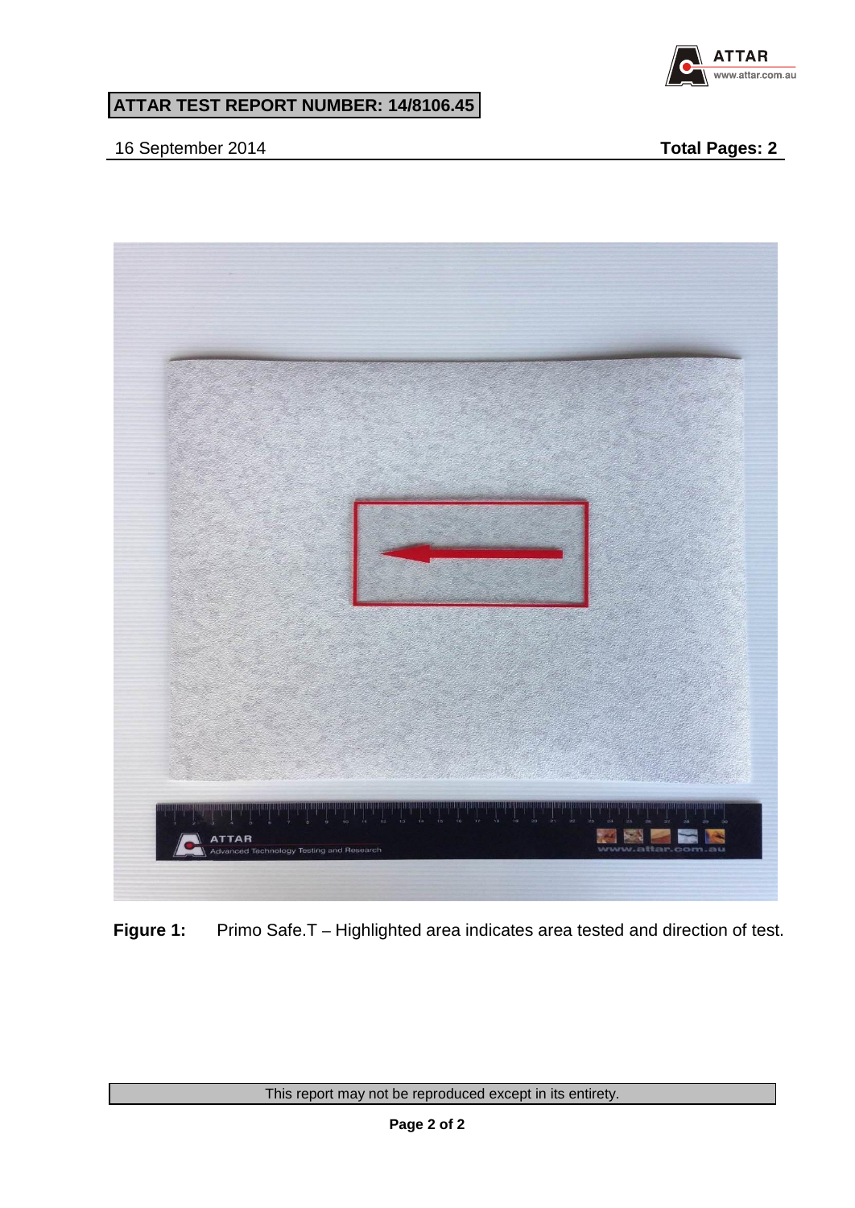**ATTAR TEST REPORT NUMBER: 14/8106.45**

16 September 2014 **Total Pages: 2**

**Figure 1:** Primo Safe.T – Highlighted area indicates area tested and direction of test.

This report may not be reproduced except in its entirety.